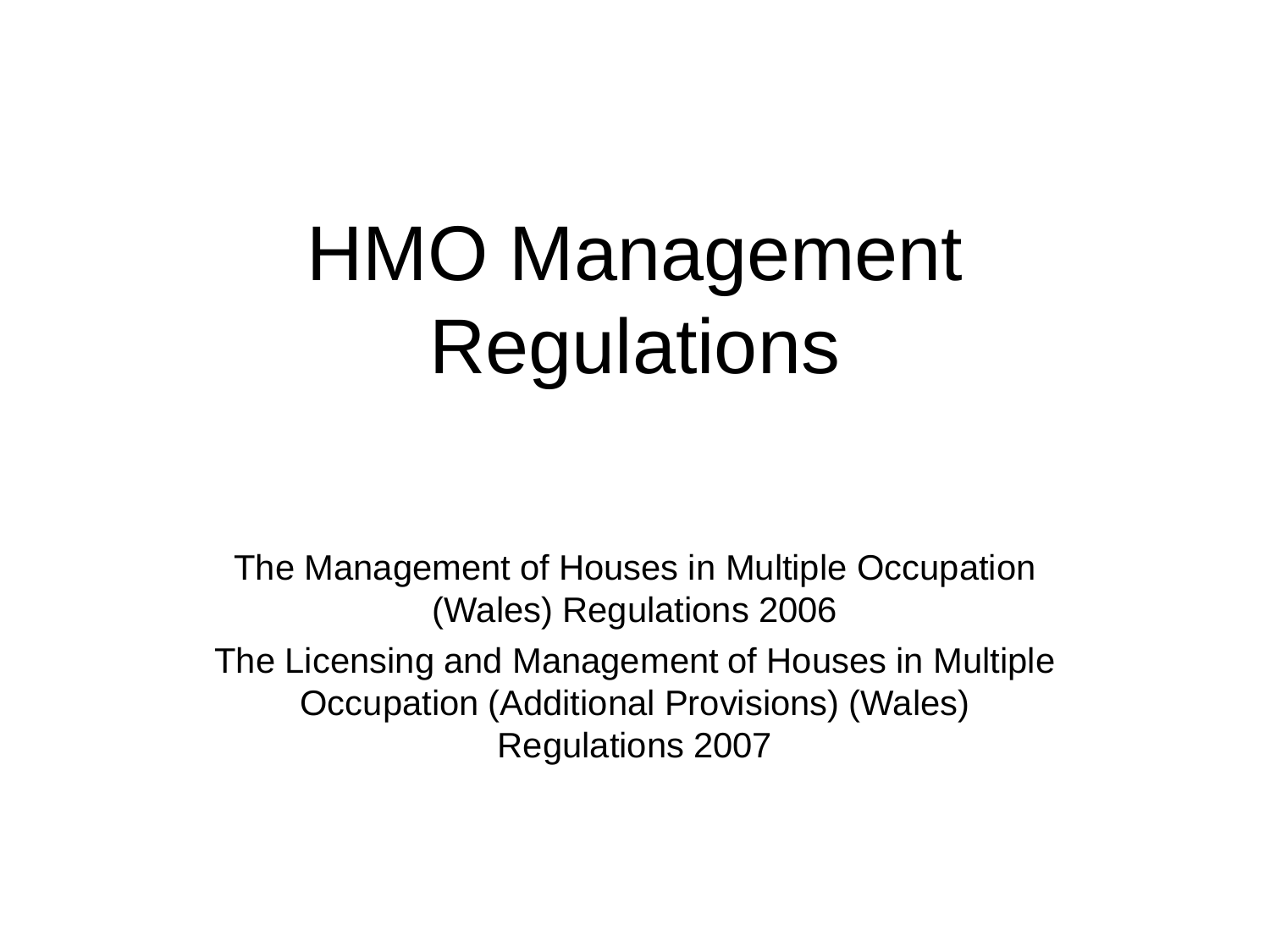# HMO Management Regulations

The Management of Houses in Multiple Occupation (Wales) Regulations 2006

The Licensing and Management of Houses in Multiple Occupation (Additional Provisions) (Wales) Regulations 2007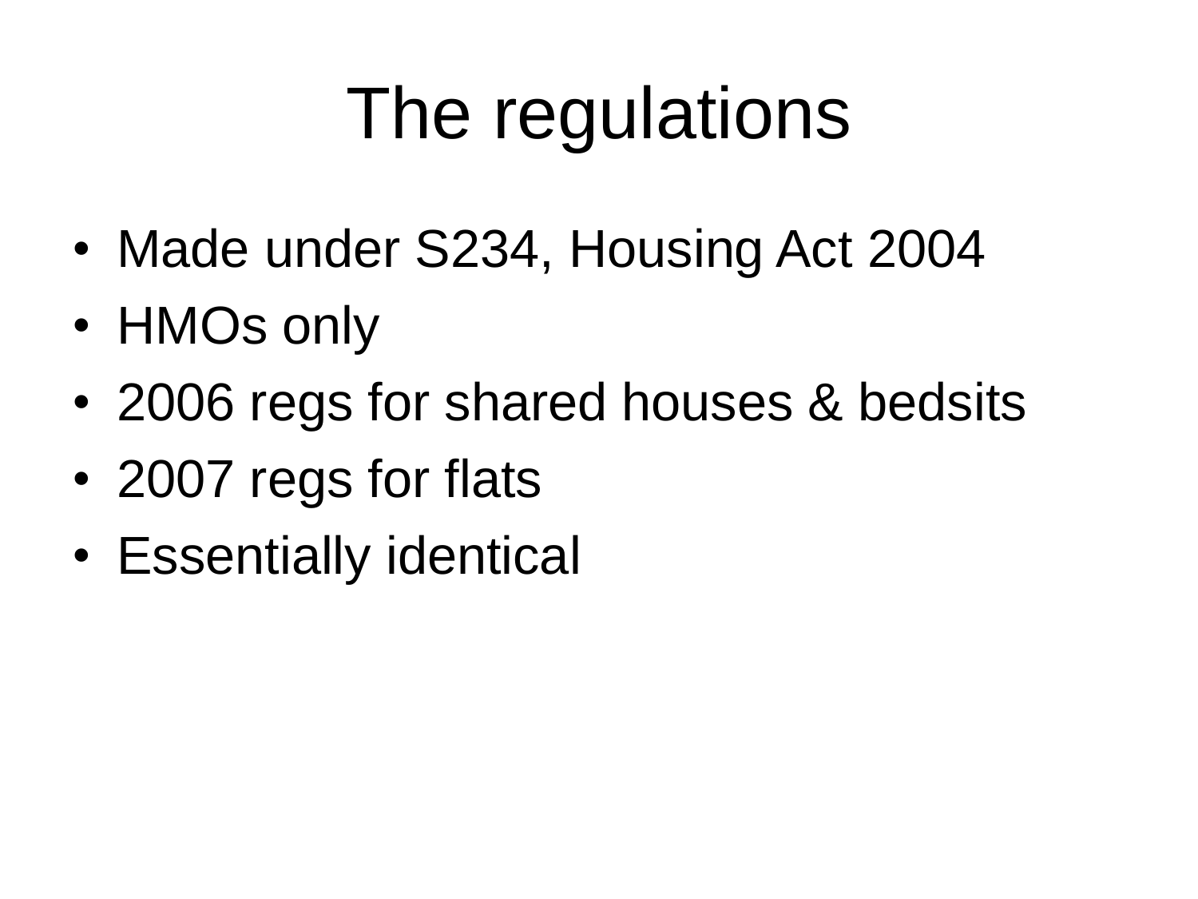# The regulations

- Made under S234, Housing Act 2004
- HMOs only
- 2006 regs for shared houses & bedsits
- 2007 regs for flats
- Essentially identical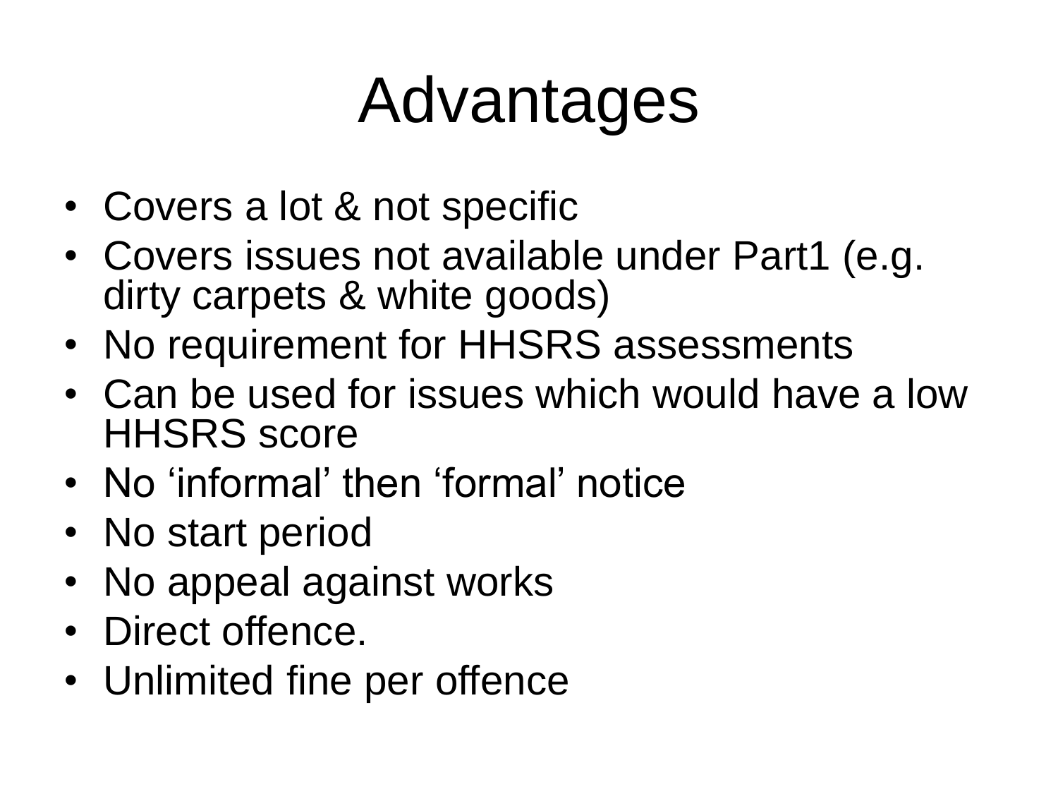# Advantages

- Covers a lot & not specific
- Covers issues not available under Part1 (e.g. dirty carpets & white goods)
- No requirement for HHSRS assessments
- Can be used for issues which would have a low HHSRS score
- No ‘informal’ then ‘formal’ notice
- No start period
- No appeal against works
- Direct offence.
- Unlimited fine per offence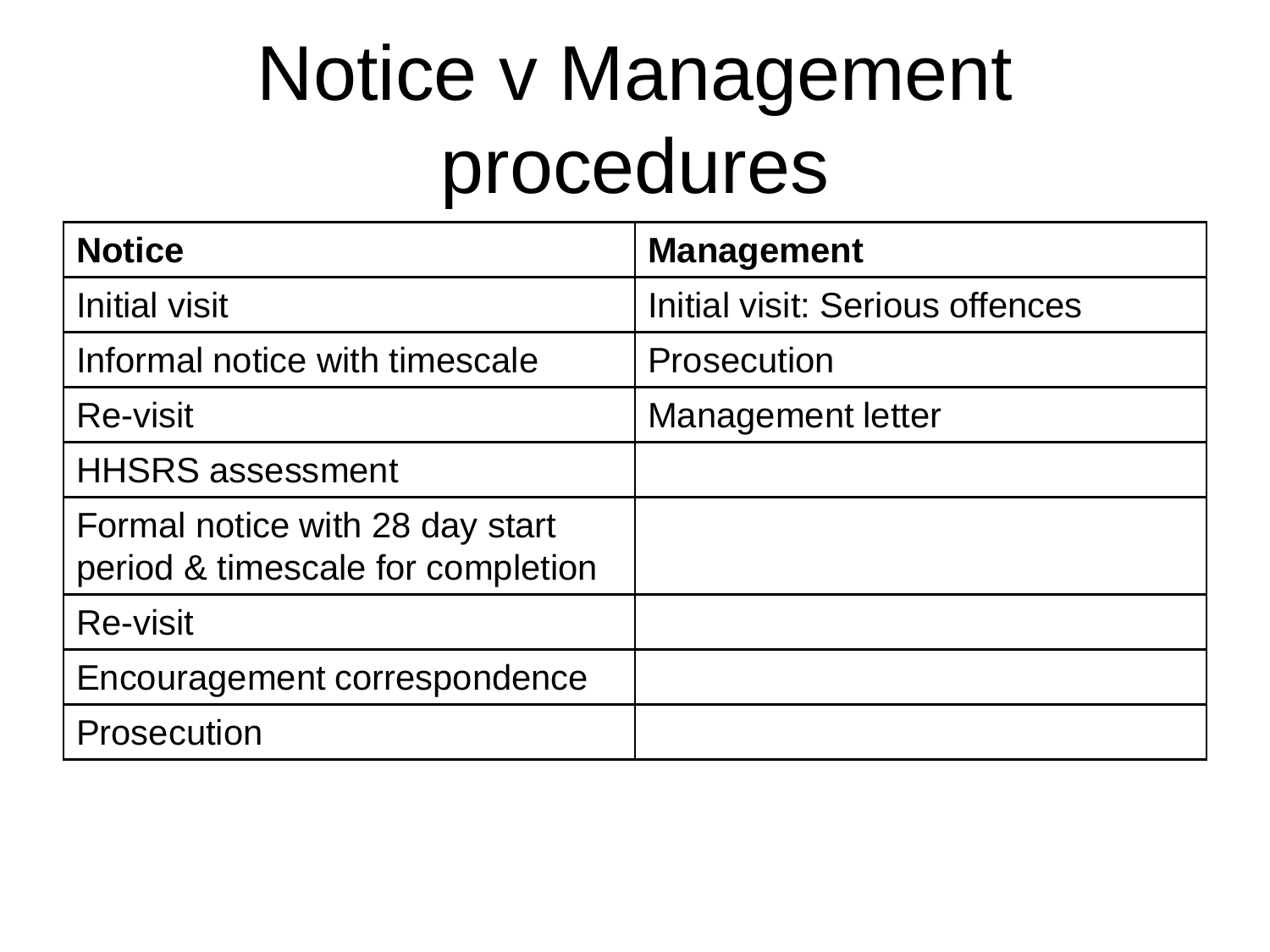# Notice v Management procedures

| Notice | Management |
| --- | --- |
| Initial visit | Initial visit: Serious offences |
| Informal notice with timescale | Prosecution |
| Re-visit | Management letter |
| HHSRS assessment | |
| Formal notice with 28 day start period & timescale for completion | |
| Re-visit | |
| Encouragement correspondence | |
| Prosecution | |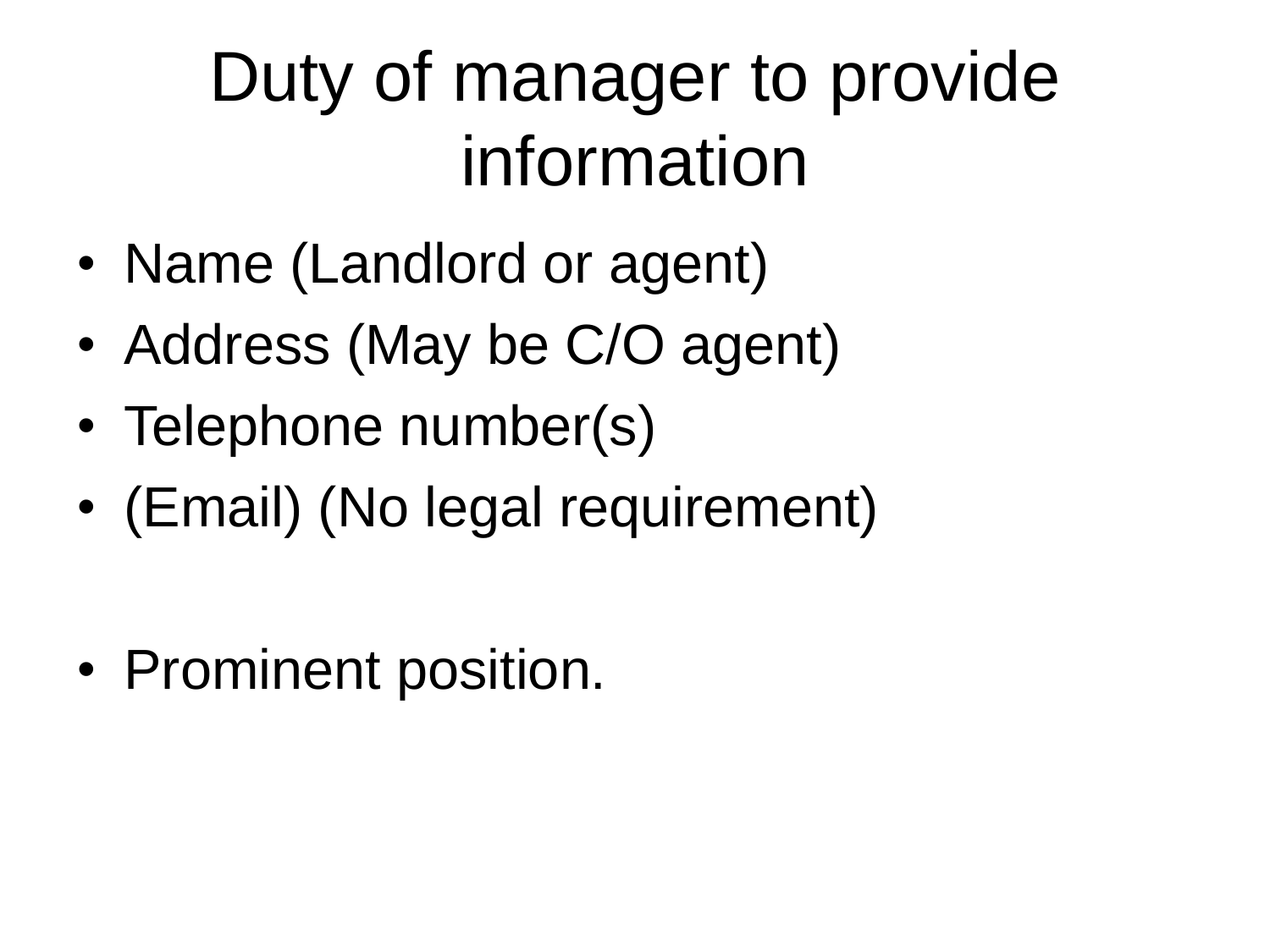# Duty of manager to provide information

- Name (Landlord or agent)
- Address (May be C/O agent)
- Telephone number(s)
- (Email) (No legal requirement)

- Prominent position.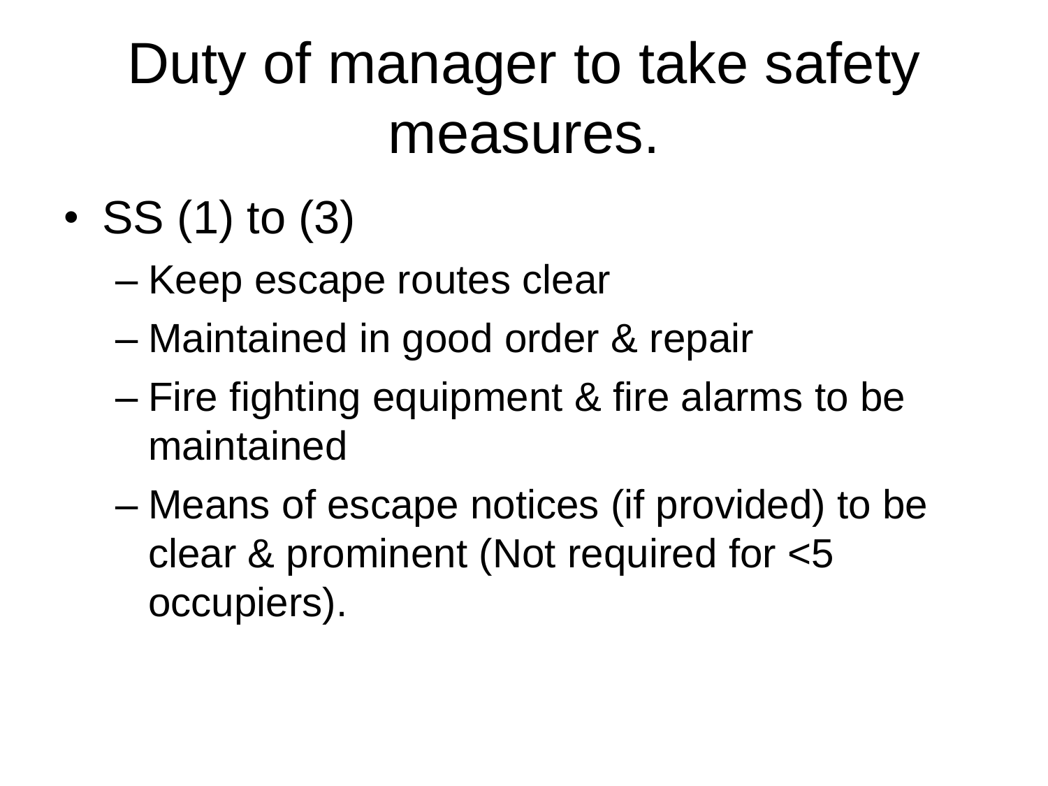# Duty of manager to take safety measures.

- SS (1) to (3)
  - Keep escape routes clear
  - Maintained in good order & repair
  - Fire fighting equipment & fire alarms to be maintained
  - Means of escape notices (if provided) to be clear & prominent (Not required for <5 occupiers).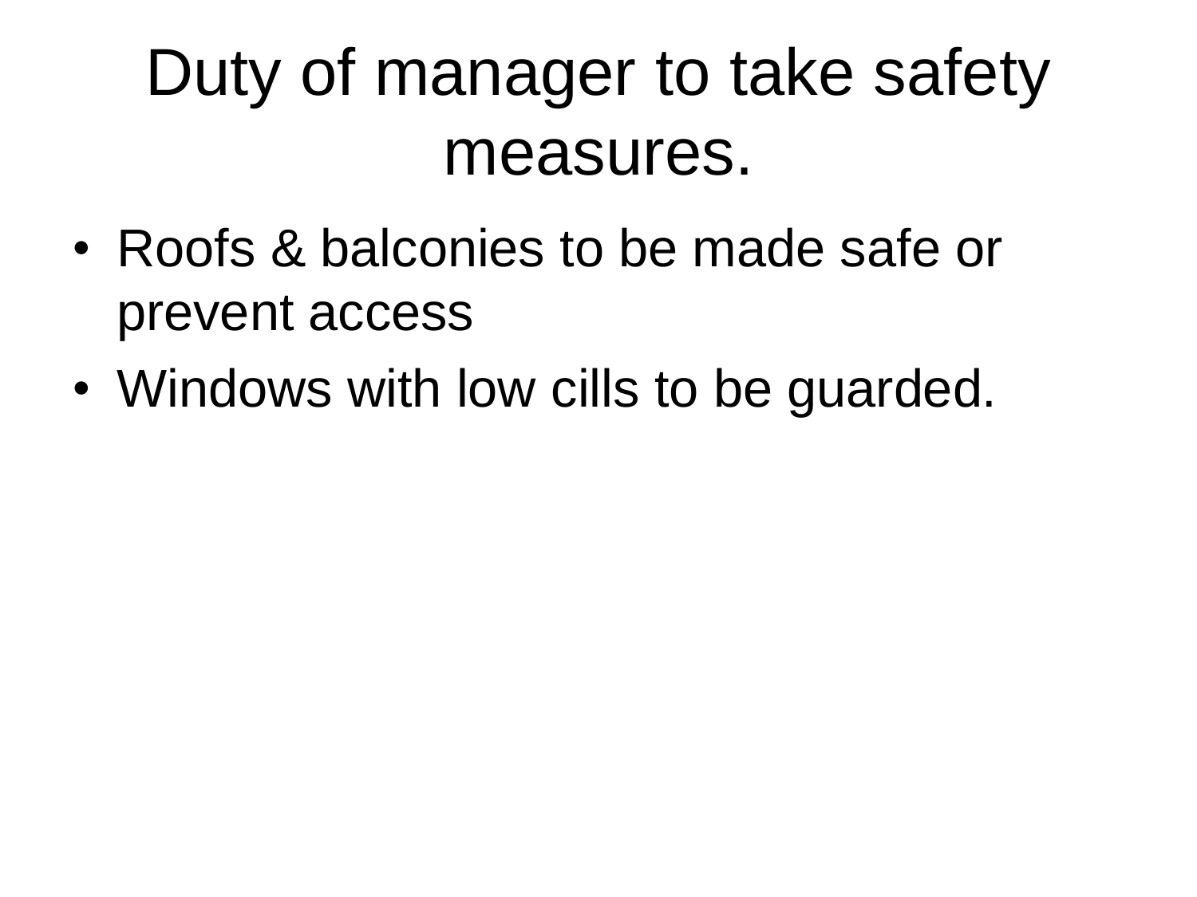# Duty of manager to take safety measures.

- Roofs & balconies to be made safe or prevent access
- Windows with low cills to be guarded.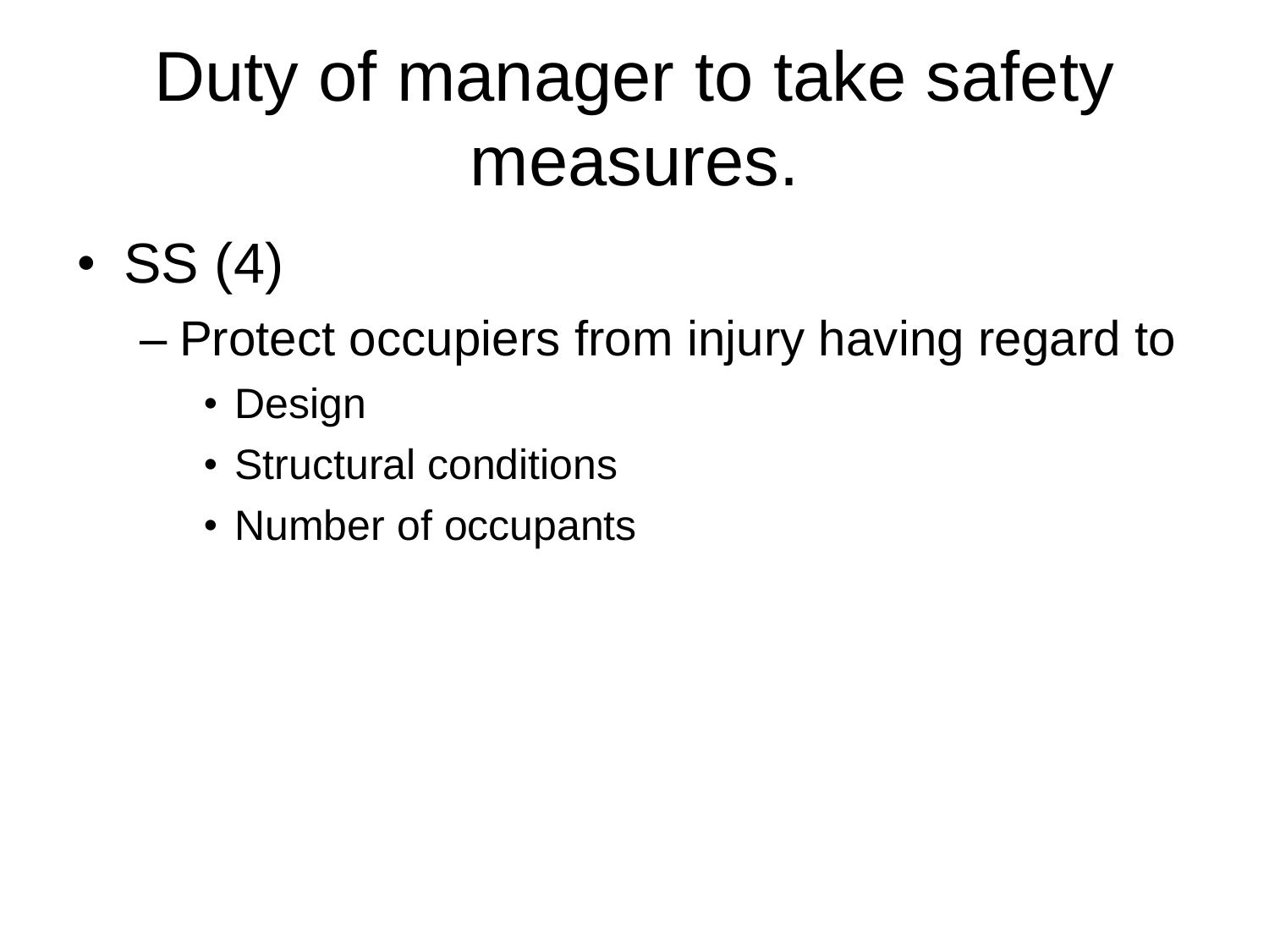# Duty of manager to take safety measures.

- SS (4)
  - Protect occupiers from injury having regard to
    - Design
    - Structural conditions
    - Number of occupants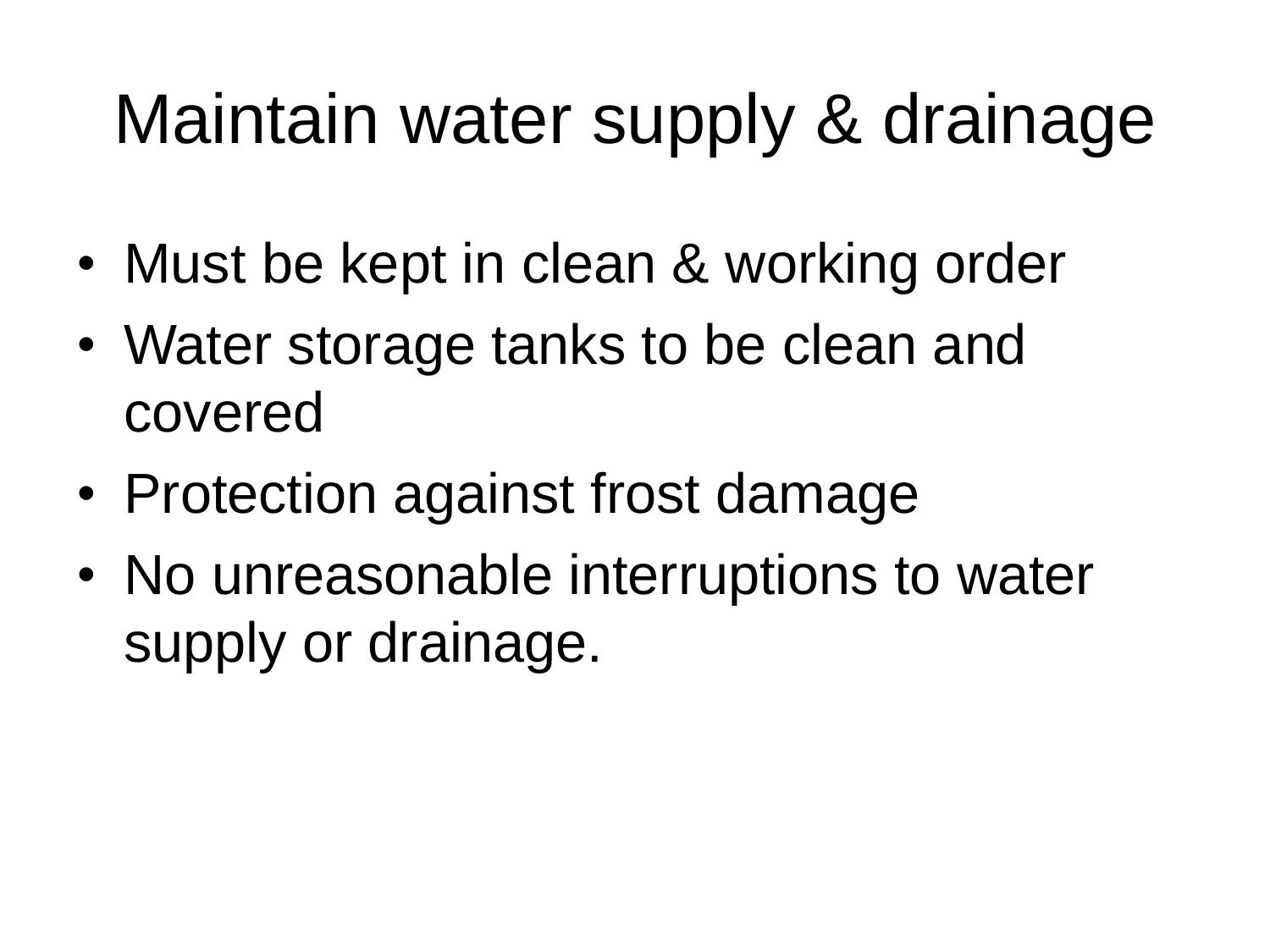# Maintain water supply & drainage

- Must be kept in clean & working order
- Water storage tanks to be clean and covered
- Protection against frost damage
- No unreasonable interruptions to water supply or drainage.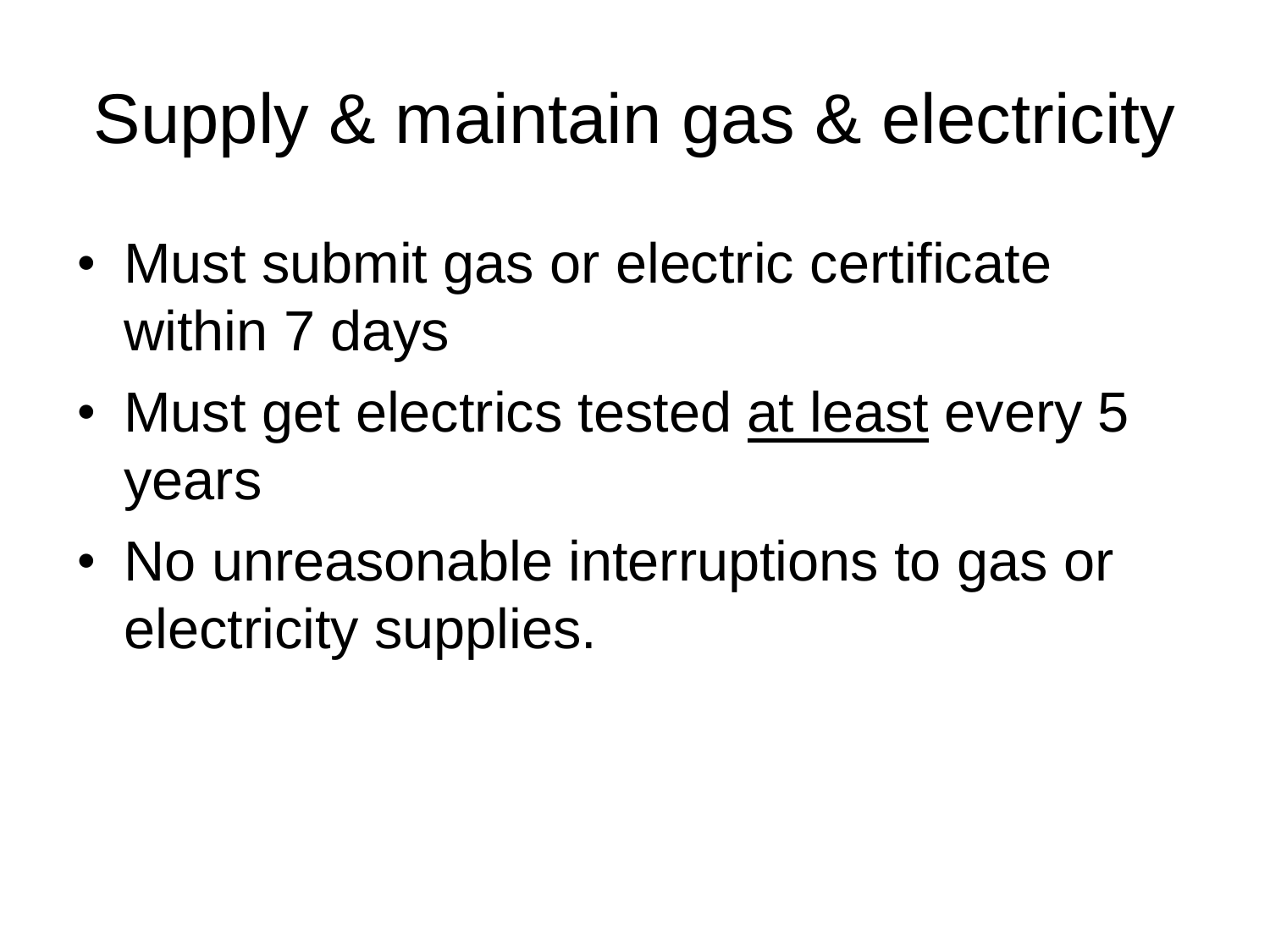# Supply & maintain gas & electricity

- Must submit gas or electric certificate within 7 days
- Must get electrics tested <u>at least</u> every 5 years
- No unreasonable interruptions to gas or electricity supplies.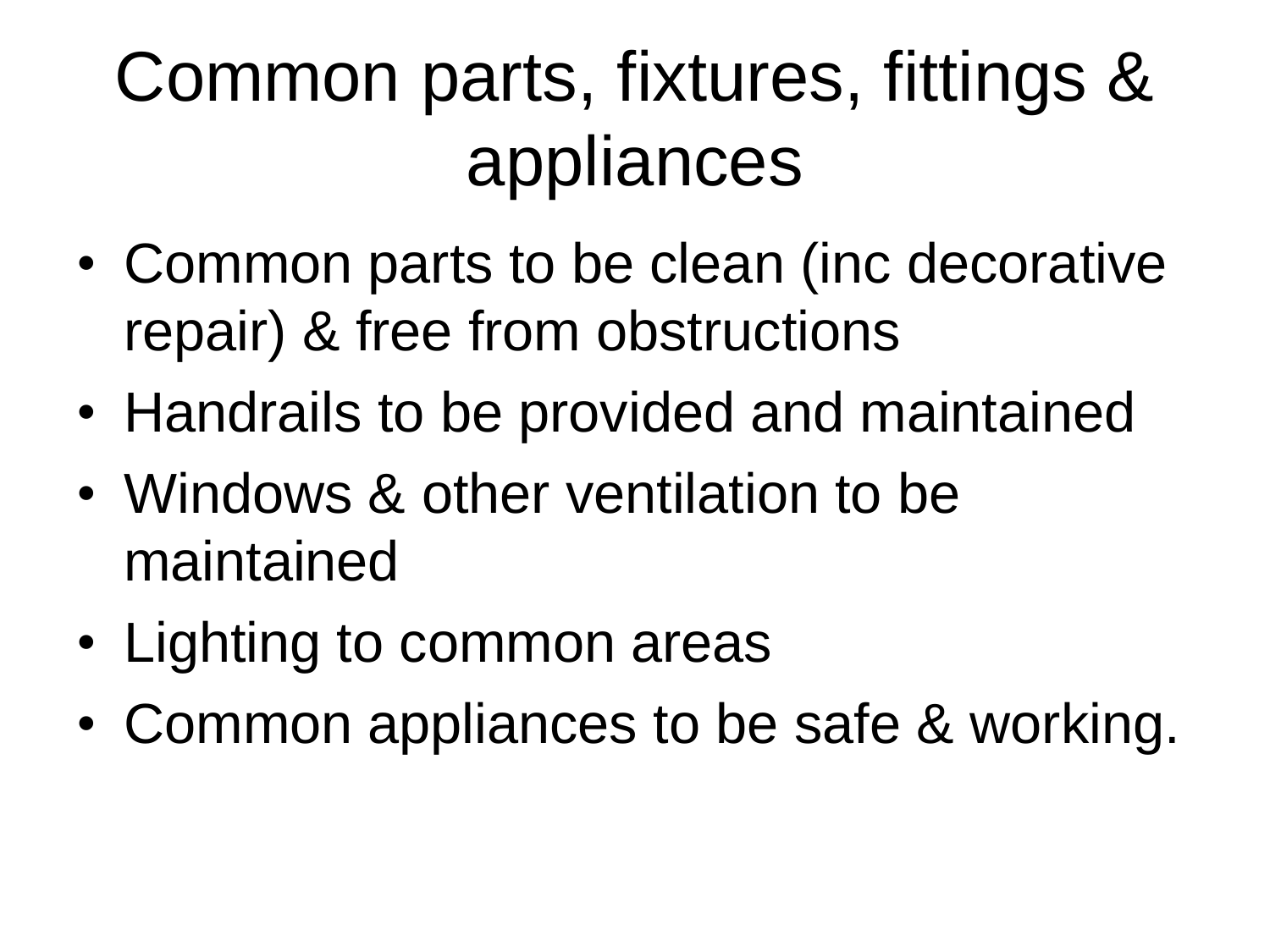# Common parts, fixtures, fittings & appliances

- Common parts to be clean (inc decorative repair) & free from obstructions
- Handrails to be provided and maintained
- Windows & other ventilation to be maintained
- Lighting to common areas
- Common appliances to be safe & working.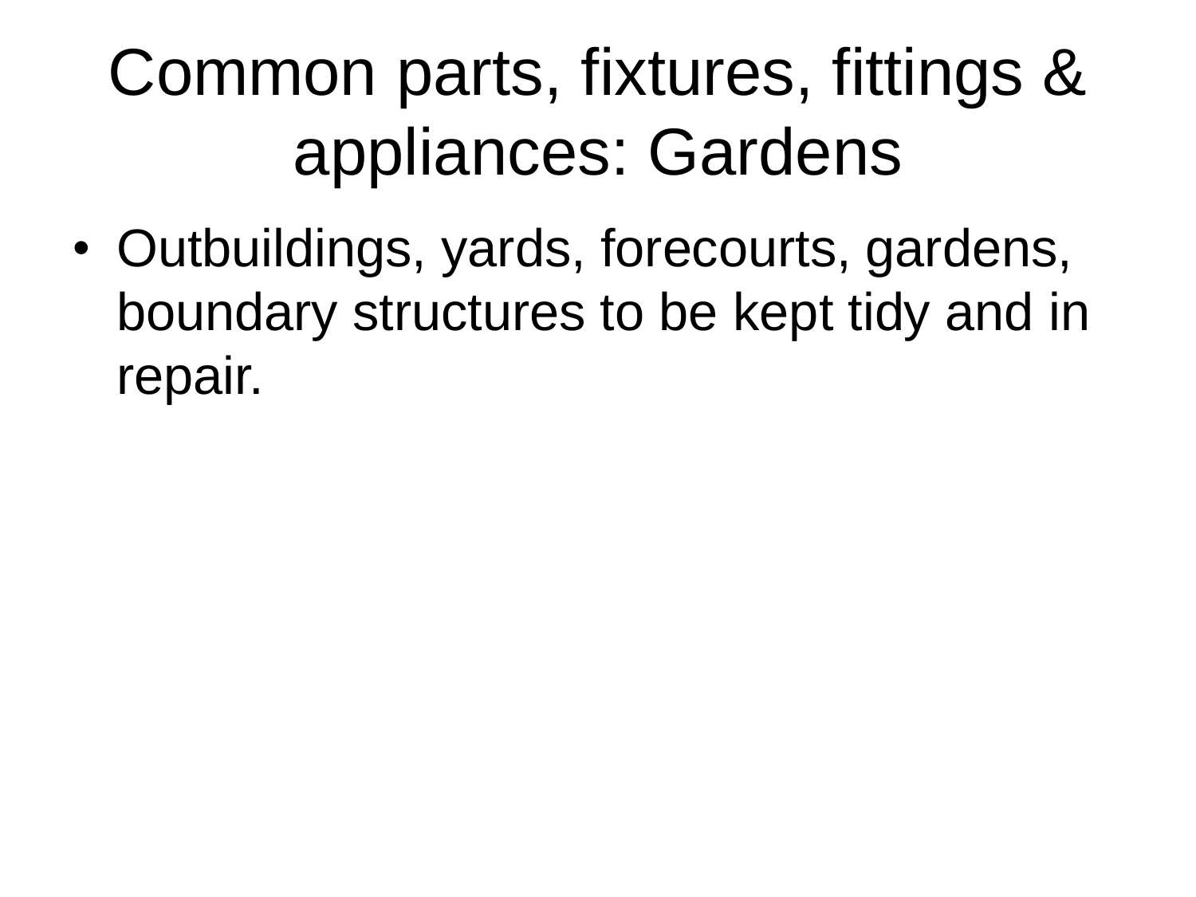# Common parts, fixtures, fittings & appliances: Gardens

- Outbuildings, yards, forecourts, gardens, boundary structures to be kept tidy and in repair.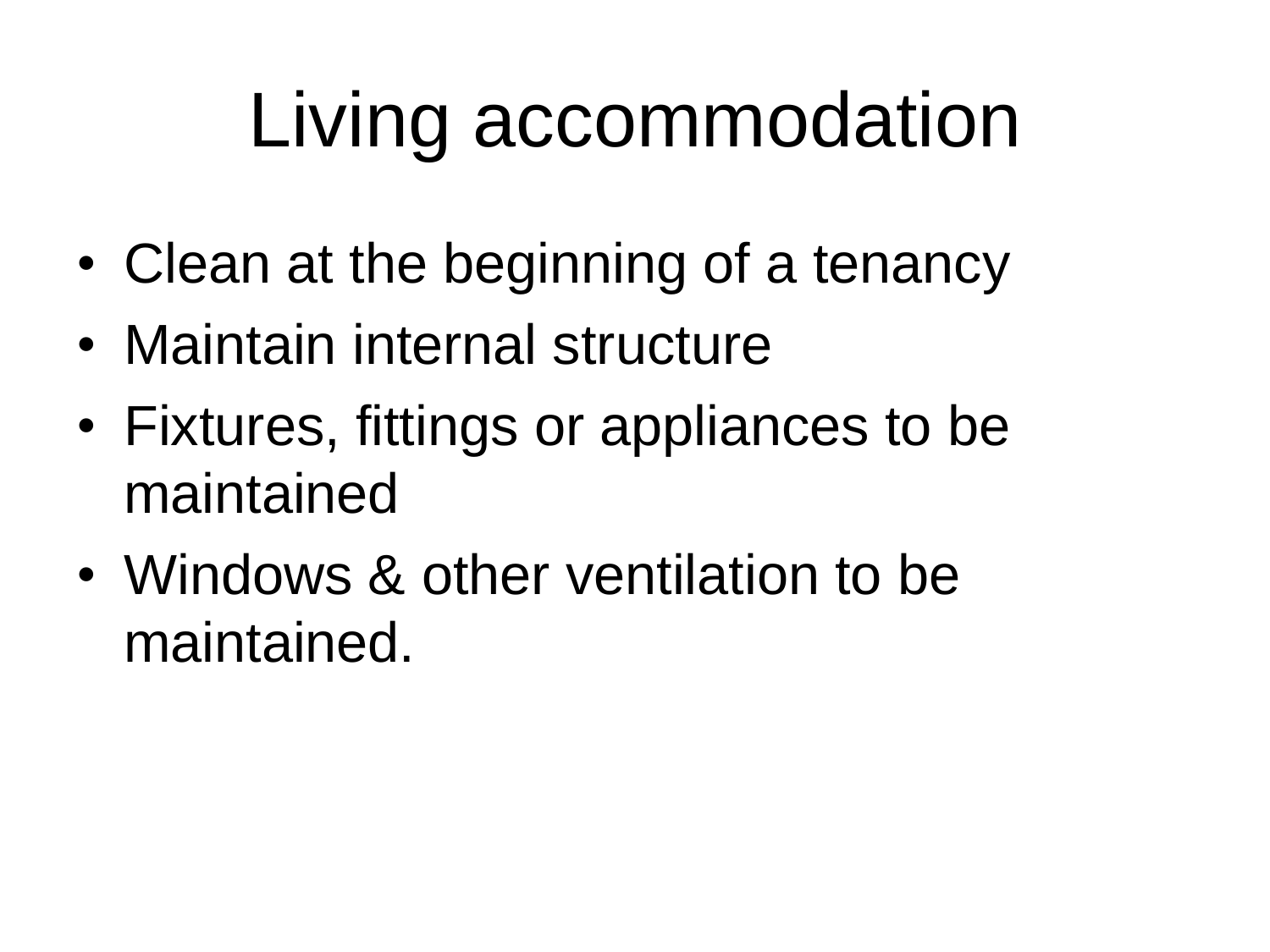# Living accommodation

- Clean at the beginning of a tenancy
- Maintain internal structure
- Fixtures, fittings or appliances to be maintained
- Windows & other ventilation to be maintained.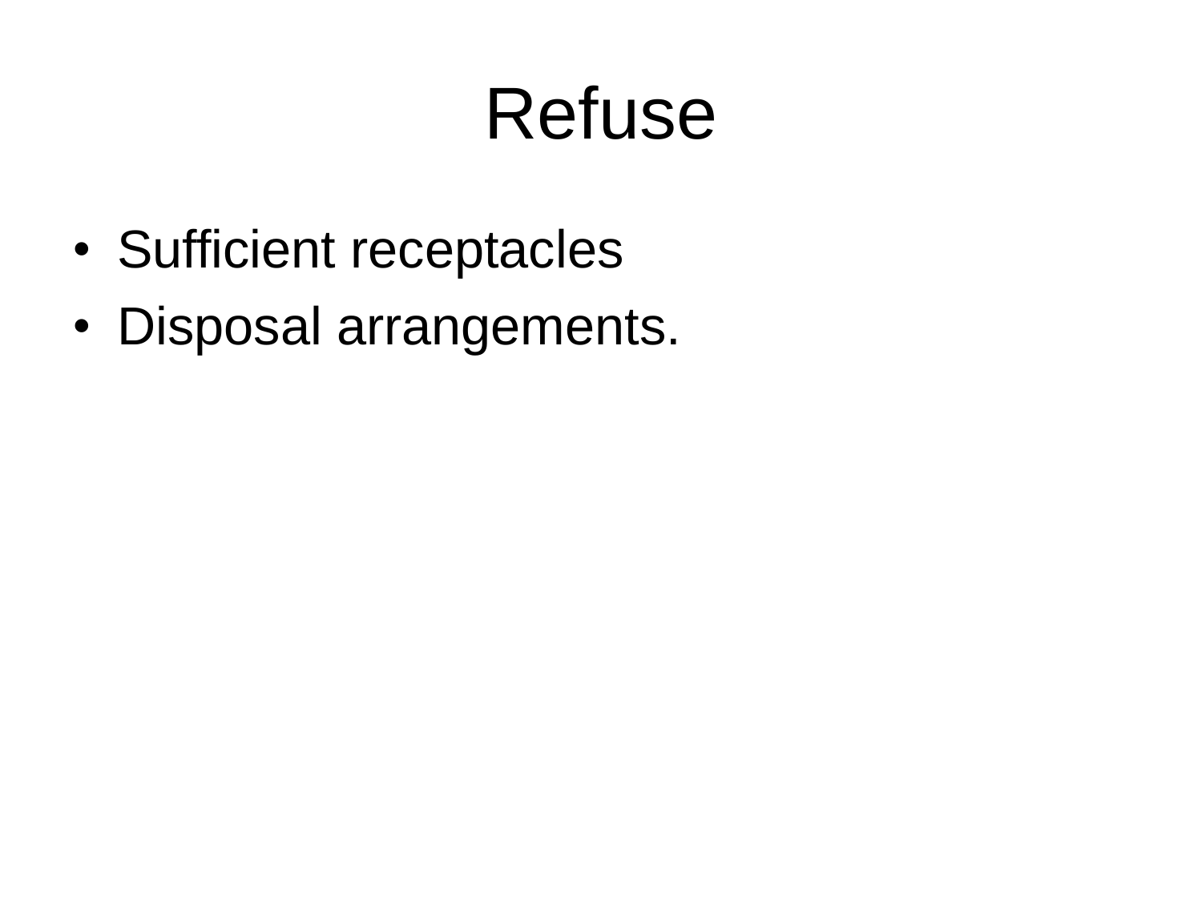# Refuse

- Sufficient receptacles
- Disposal arrangements.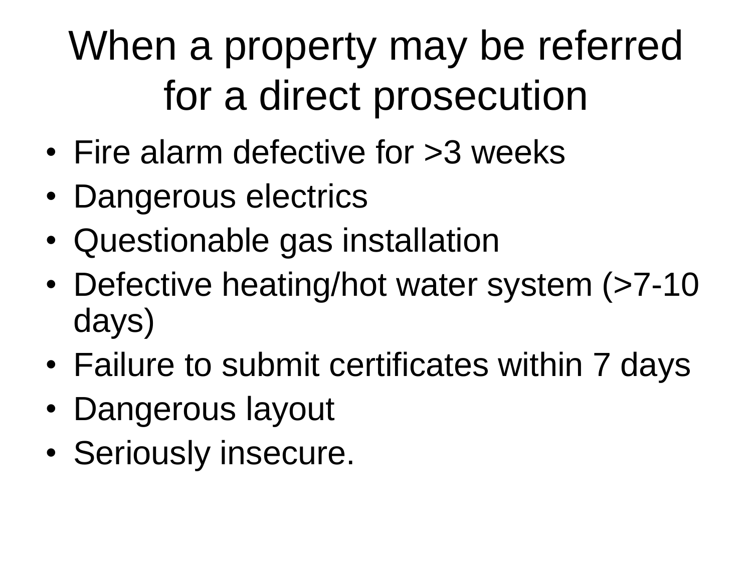# When a property may be referred for a direct prosecution

- Fire alarm defective for >3 weeks
- Dangerous electrics
- Questionable gas installation
- Defective heating/hot water system (>7-10 days)
- Failure to submit certificates within 7 days
- Dangerous layout
- Seriously insecure.